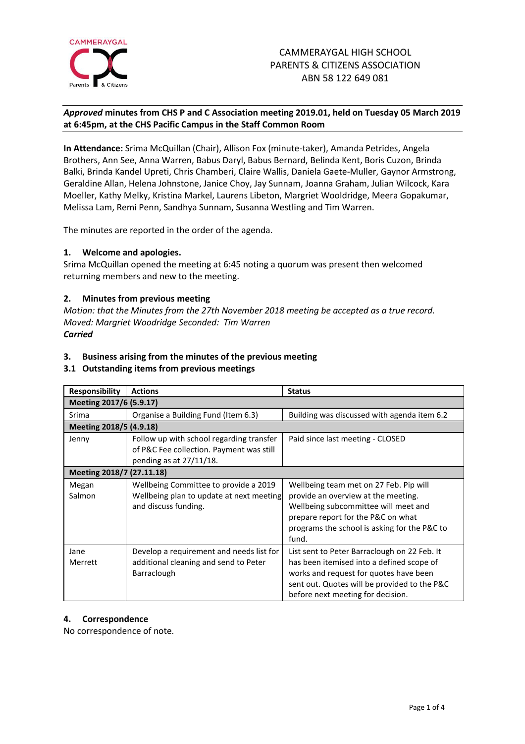CAMMERAYGAL HIGH SCHOOL
PARENTS & CITIZENS ASSOCIATION
ABN 58 122 649 081

***Approved* minutes from CHS P and C Association meeting 2019.01, held on Tuesday 05 March 2019 at 6:45pm, at the CHS Pacific Campus in the Staff Common Room**

**In Attendance:** Srima McQuillan (Chair), Allison Fox (minute-taker), Amanda Petrides, Angela Brothers, Ann See, Anna Warren, Babus Daryl, Babus Bernard, Belinda Kent, Boris Cuzon, Brinda Balki, Brinda Kandel Upreti, Chris Chamberi, Claire Wallis, Daniela Gaete-Muller, Gaynor Armstrong, Geraldine Allan, Helena Johnstone, Janice Choy, Jay Sunnam, Joanna Graham, Julian Wilcock, Kara Moeller, Kathy Melky, Kristina Markel, Laurens Libeton, Margriet Wooldridge, Meera Gopakumar, Melissa Lam, Remi Penn, Sandhya Sunnam, Susanna Westling and Tim Warren.

The minutes are reported in the order of the agenda.

## 1. Welcome and apologies.

Srima McQuillan opened the meeting at 6:45 noting a quorum was present then welcomed returning members and new to the meeting.

## 2. Minutes from previous meeting

*Motion: that the Minutes from the 27th November 2018 meeting be accepted as a true record.*
*Moved: Margriet Woodridge Seconded: Tim Warren*
***Carried***

## 3. Business arising from the minutes of the previous meeting

### 3.1 Outstanding items from previous meetings

| Responsibility | Actions | Status |
|---|---|---|
| **Meeting 2017/6 (5.9.17)** | | |
| Srima | Organise a Building Fund (Item 6.3) | Building was discussed with agenda item 6.2 |
| **Meeting 2018/5 (4.9.18)** | | |
| Jenny | Follow up with school regarding transfer of P&C Fee collection. Payment was still pending as at 27/11/18. | Paid since last meeting - CLOSED |
| **Meeting 2018/7 (27.11.18)** | | |
| Megan Salmon | Wellbeing Committee to provide a 2019 Wellbeing plan to update at next meeting and discuss funding. | Wellbeing team met on 27 Feb. Pip will provide an overview at the meeting. Wellbeing subcommittee will meet and prepare report for the P&C on what programs the school is asking for the P&C to fund. |
| Jane Merrett | Develop a requirement and needs list for additional cleaning and send to Peter Barraclough | List sent to Peter Barraclough on 22 Feb. It has been itemised into a defined scope of works and request for quotes have been sent out. Quotes will be provided to the P&C before next meeting for decision. |

## 4. Correspondence

No correspondence of note.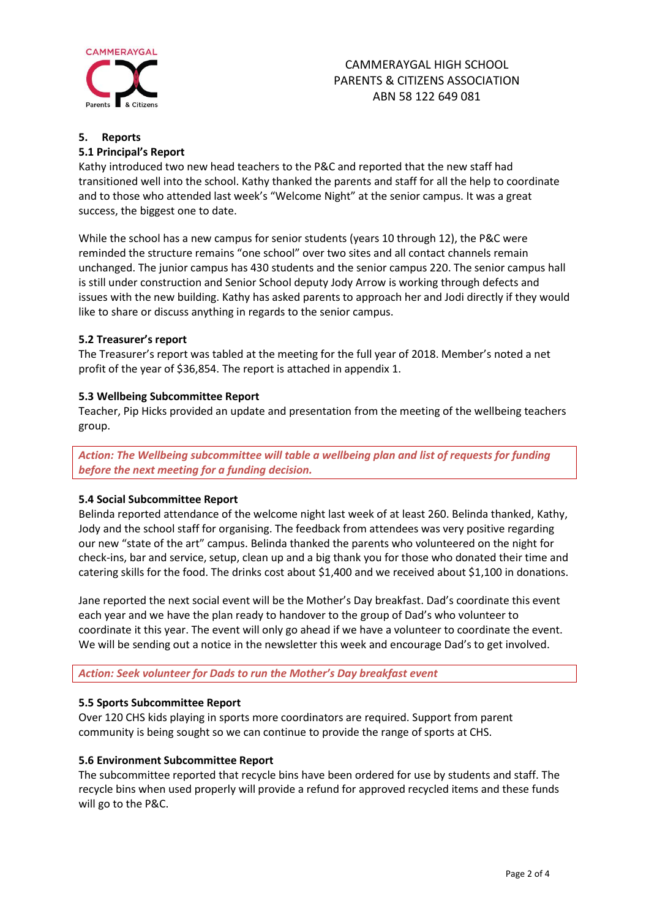CAMMERAYGAL HIGH SCHOOL
PARENTS & CITIZENS ASSOCIATION
ABN 58 122 649 081

## 5. Reports

### 5.1 Principal's Report

Kathy introduced two new head teachers to the P&C and reported that the new staff had transitioned well into the school. Kathy thanked the parents and staff for all the help to coordinate and to those who attended last week's "Welcome Night" at the senior campus. It was a great success, the biggest one to date.

While the school has a new campus for senior students (years 10 through 12), the P&C were reminded the structure remains "one school" over two sites and all contact channels remain unchanged. The junior campus has 430 students and the senior campus 220. The senior campus hall is still under construction and Senior School deputy Jody Arrow is working through defects and issues with the new building. Kathy has asked parents to approach her and Jodi directly if they would like to share or discuss anything in regards to the senior campus.

### 5.2 Treasurer's report

The Treasurer's report was tabled at the meeting for the full year of 2018. Member's noted a net profit of the year of $36,854. The report is attached in appendix 1.

### 5.3 Wellbeing Subcommittee Report

Teacher, Pip Hicks provided an update and presentation from the meeting of the wellbeing teachers group.

***Action: The Wellbeing subcommittee will table a wellbeing plan and list of requests for funding before the next meeting for a funding decision.***

### 5.4 Social Subcommittee Report

Belinda reported attendance of the welcome night last week of at least 260. Belinda thanked, Kathy, Jody and the school staff for organising. The feedback from attendees was very positive regarding our new "state of the art" campus. Belinda thanked the parents who volunteered on the night for check-ins, bar and service, setup, clean up and a big thank you for those who donated their time and catering skills for the food. The drinks cost about $1,400 and we received about $1,100 in donations.

Jane reported the next social event will be the Mother's Day breakfast. Dad's coordinate this event each year and we have the plan ready to handover to the group of Dad's who volunteer to coordinate it this year. The event will only go ahead if we have a volunteer to coordinate the event. We will be sending out a notice in the newsletter this week and encourage Dad's to get involved.

***Action: Seek volunteer for Dads to run the Mother's Day breakfast event***

### 5.5 Sports Subcommittee Report

Over 120 CHS kids playing in sports more coordinators are required. Support from parent community is being sought so we can continue to provide the range of sports at CHS.

### 5.6 Environment Subcommittee Report

The subcommittee reported that recycle bins have been ordered for use by students and staff. The recycle bins when used properly will provide a refund for approved recycled items and these funds will go to the P&C.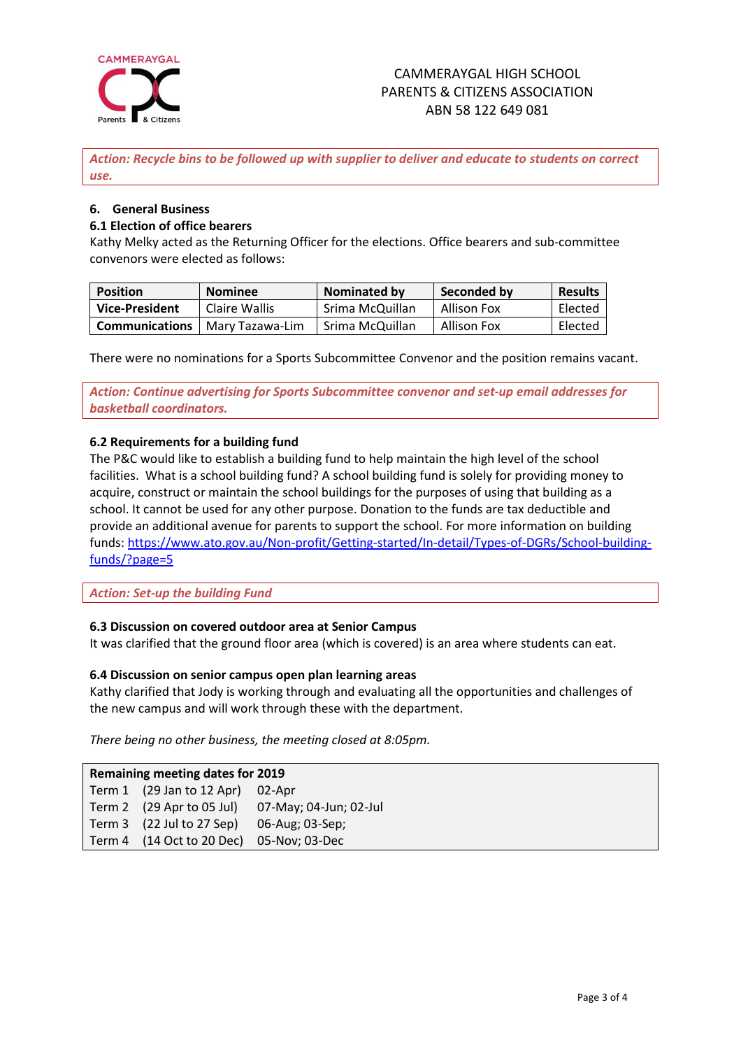CAMMERAYGAL HIGH SCHOOL
PARENTS & CITIZENS ASSOCIATION
ABN 58 122 649 081

***Action: Recycle bins to be followed up with supplier to deliver and educate to students on correct use.***

## 6. General Business

### 6.1 Election of office bearers

Kathy Melky acted as the Returning Officer for the elections. Office bearers and sub-committee convenors were elected as follows:

| Position | Nominee | Nominated by | Seconded by | Results |
|---|---|---|---|---|
| **Vice-President** | Claire Wallis | Srima McQuillan | Allison Fox | Elected |
| **Communications** | Mary Tazawa-Lim | Srima McQuillan | Allison Fox | Elected |

There were no nominations for a Sports Subcommittee Convenor and the position remains vacant.

***Action: Continue advertising for Sports Subcommittee convenor and set-up email addresses for basketball coordinators.***

### 6.2 Requirements for a building fund

The P&C would like to establish a building fund to help maintain the high level of the school facilities. What is a school building fund? A school building fund is solely for providing money to acquire, construct or maintain the school buildings for the purposes of using that building as a school. It cannot be used for any other purpose. Donation to the funds are tax deductible and provide an additional avenue for parents to support the school. For more information on building funds: https://www.ato.gov.au/Non-profit/Getting-started/In-detail/Types-of-DGRs/School-building-funds/?page=5

*Action: Set-up the building Fund*

### 6.3 Discussion on covered outdoor area at Senior Campus

It was clarified that the ground floor area (which is covered) is an area where students can eat.

### 6.4 Discussion on senior campus open plan learning areas

Kathy clarified that Jody is working through and evaluating all the opportunities and challenges of the new campus and will work through these with the department.

*There being no other business, the meeting closed at 8:05pm.*

| **Remaining meeting dates for 2019** | | |
|---|---|---|
| Term 1 | (29 Jan to 12 Apr) | 02-Apr |
| Term 2 | (29 Apr to 05 Jul) | 07-May; 04-Jun; 02-Jul |
| Term 3 | (22 Jul to 27 Sep) | 06-Aug; 03-Sep; |
| Term 4 | (14 Oct to 20 Dec) | 05-Nov; 03-Dec |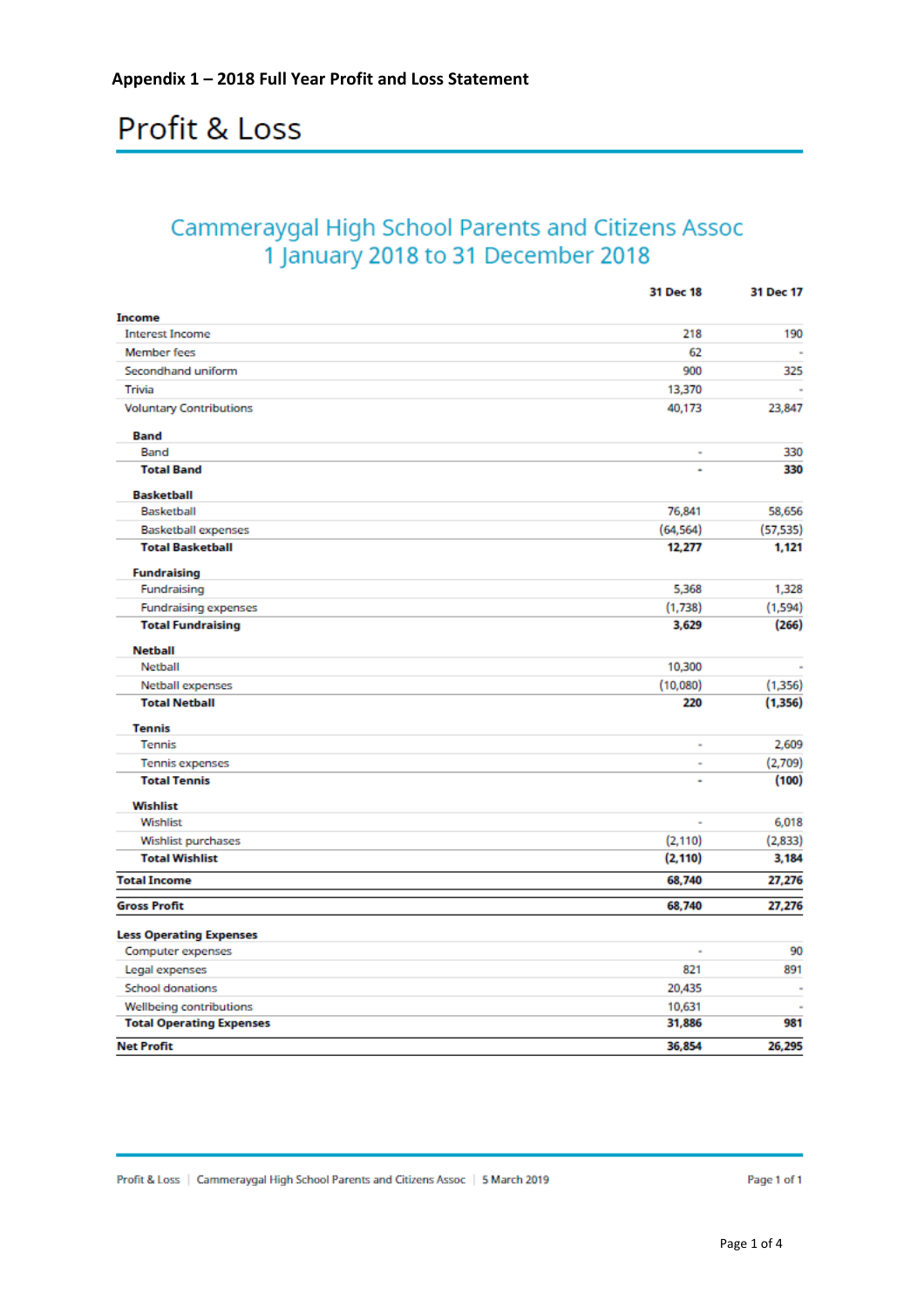**Appendix 1 – 2018 Full Year Profit and Loss Statement**

# Profit & Loss

## Cammeraygal High School Parents and Citizens Assoc
## 1 January 2018 to 31 December 2018

| | 31 Dec 18 | 31 Dec 17 |
|---|---|---|
| **Income** | | |
| Interest Income | 218 | 190 |
| Member fees | 62 | - |
| Secondhand uniform | 900 | 325 |
| Trivia | 13,370 | - |
| Voluntary Contributions | 40,173 | 23,847 |
| **Band** | | |
| Band | - | 330 |
| **Total Band** | **-** | **330** |
| **Basketball** | | |
| Basketball | 76,841 | 58,656 |
| Basketball expenses | (64,564) | (57,535) |
| **Total Basketball** | **12,277** | **1,121** |
| **Fundraising** | | |
| Fundraising | 5,368 | 1,328 |
| Fundraising expenses | (1,738) | (1,594) |
| **Total Fundraising** | **3,629** | **(266)** |
| **Netball** | | |
| Netball | 10,300 | - |
| Netball expenses | (10,080) | (1,356) |
| **Total Netball** | **220** | **(1,356)** |
| **Tennis** | | |
| Tennis | - | 2,609 |
| Tennis expenses | - | (2,709) |
| **Total Tennis** | **-** | **(100)** |
| **Wishlist** | | |
| Wishlist | - | 6,018 |
| Wishlist purchases | (2,110) | (2,833) |
| **Total Wishlist** | **(2,110)** | **3,184** |
| **Total Income** | **68,740** | **27,276** |
| **Gross Profit** | **68,740** | **27,276** |
| **Less Operating Expenses** | | |
| Computer expenses | - | 90 |
| Legal expenses | 821 | 891 |
| School donations | 20,435 | - |
| Wellbeing contributions | 10,631 | - |
| **Total Operating Expenses** | **31,886** | **981** |
| **Net Profit** | **36,854** | **26,295** |

Profit & Loss | Cammeraygal High School Parents and Citizens Assoc | 5 March 2019